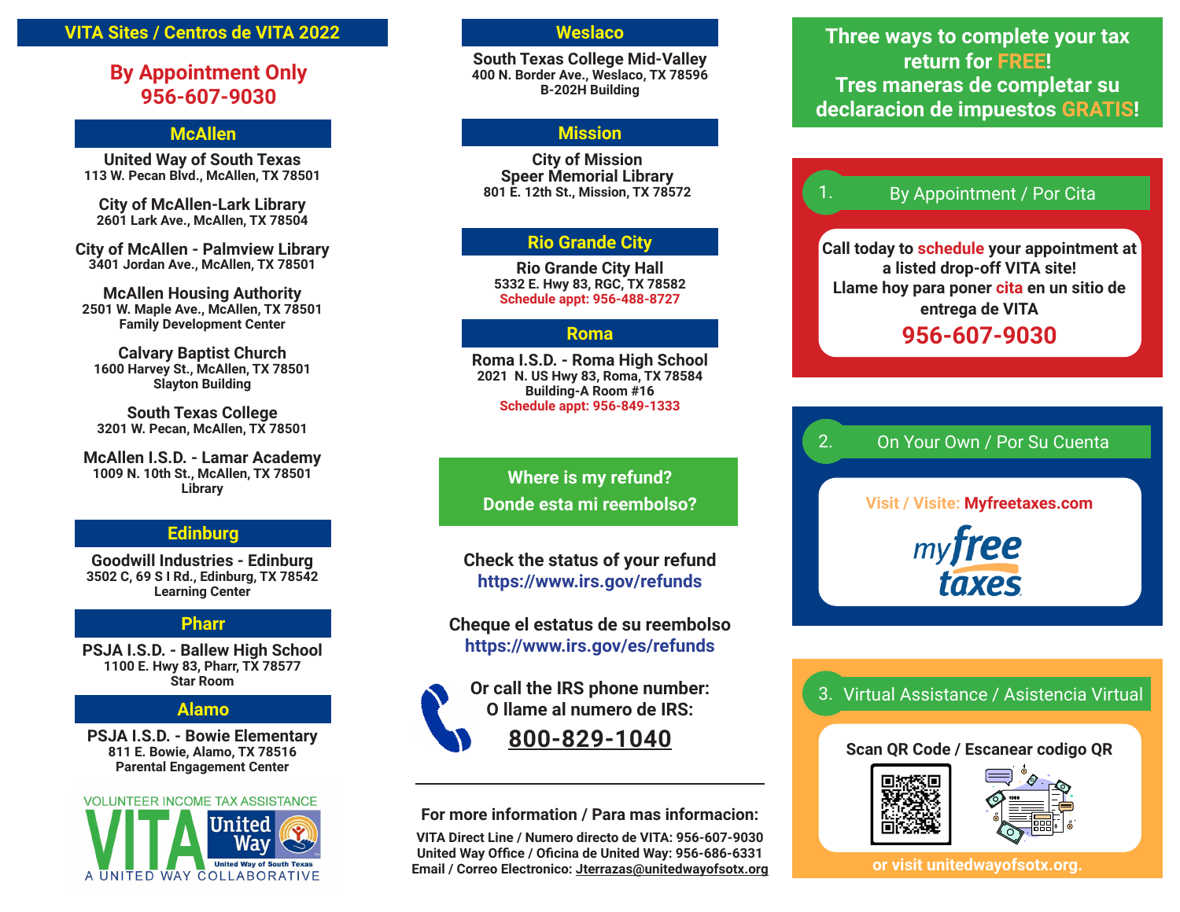# VITA Sites / Centros de VITA 2022

**By Appointment Only**
**956-607-9030**

## McAllen

**United Way of South Texas**
113 W. Pecan Blvd., McAllen, TX 78501

**City of McAllen-Lark Library**
2601 Lark Ave., McAllen, TX 78504

**City of McAllen - Palmview Library**
3401 Jordan Ave., McAllen, TX 78501

**McAllen Housing Authority**
2501 W. Maple Ave., McAllen, TX 78501
Family Development Center

**Calvary Baptist Church**
1600 Harvey St., McAllen, TX 78501
Slayton Building

**South Texas College**
3201 W. Pecan, McAllen, TX 78501

**McAllen I.S.D. - Lamar Academy**
1009 N. 10th St., McAllen, TX 78501
Library

## Edinburg

**Goodwill Industries - Edinburg**
3502 C, 69 S I Rd., Edinburg, TX 78542
Learning Center

## Pharr

**PSJA I.S.D. - Ballew High School**
1100 E. Hwy 83, Pharr, TX 78577
Star Room

## Alamo

**PSJA I.S.D. - Bowie Elementary**
811 E. Bowie, Alamo, TX 78516
Parental Engagement Center

VOLUNTEER INCOME TAX ASSISTANCE
VITA United Way
United Way of South Texas
A UNITED WAY COLLABORATIVE

## Weslaco

**South Texas College Mid-Valley**
400 N. Border Ave., Weslaco, TX 78596
B-202H Building

## Mission

**City of Mission**
**Speer Memorial Library**
801 E. 12th St., Mission, TX 78572

## Rio Grande City

**Rio Grande City Hall**
5332 E. Hwy 83, RGC, TX 78582
Schedule appt: 956-488-8727

## Roma

**Roma I.S.D. - Roma High School**
2021 N. US Hwy 83, Roma, TX 78584
Building-A Room #16
Schedule appt: 956-849-1333

## Where is my refund?
## Donde esta mi reembolso?

**Check the status of your refund**
https://www.irs.gov/refunds

**Cheque el estatus de su reembolso**
https://www.irs.gov/es/refunds

**Or call the IRS phone number:**
**O llame al numero de IRS:**
**800-829-1040**

---

**For more information / Para mas informacion:**

VITA Direct Line / Numero directo de VITA: 956-607-9030
United Way Office / Oficina de United Way: 956-686-6331
Email / Correo Electronico: Jterrazas@unitedwayofsotx.org

# Three ways to complete your tax return for FREE!
# Tres maneras de completar su declaracion de impuestos GRATIS!

## 1. By Appointment / Por Cita

Call today to **schedule** your appointment at a listed drop-off VITA site!
Llame hoy para poner **cita** en un sitio de entrega de VITA

**956-607-9030**

## 2. On Your Own / Por Su Cuenta

Visit / Visite: **Myfreetaxes.com**

myfree taxes

## 3. Virtual Assistance / Asistencia Virtual

**Scan QR Code / Escanear codigo QR**

or visit unitedwayofsotx.org.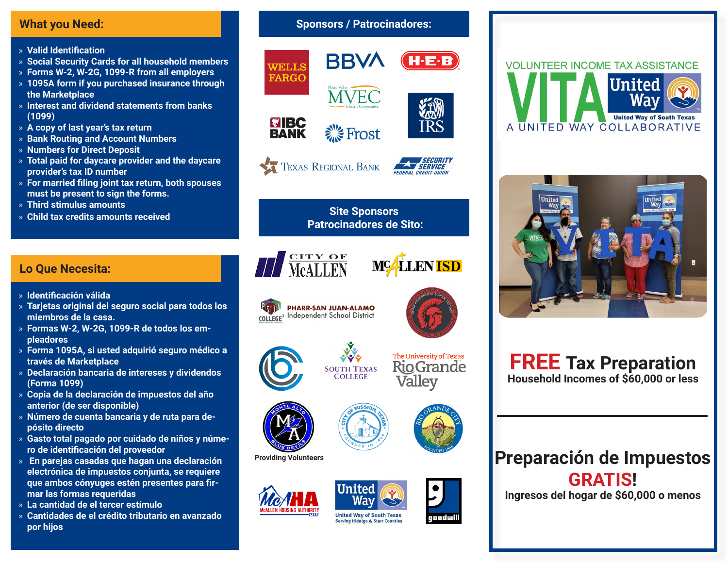## What you Need:

- Valid Identification
- Social Security Cards for all household members
- Forms W-2, W-2G, 1099-R from all employers
- 1095A form if you purchased insurance through the Marketplace
- Interest and dividend statements from banks (1099)
- A copy of last year's tax return
- Bank Routing and Account Numbers
- Numbers for Direct Deposit
- Total paid for daycare provider and the daycare provider's tax ID number
- For married filing joint tax return, both spouses must be present to sign the forms.
- Third stimulus amounts
- Child tax credits amounts received

## Lo Que Necesita:

- Identificación válida
- Tarjetas original del seguro social para todos los miembros de la casa.
- Formas W-2, W-2G, 1099-R de todos los empleadores
- Forma 1095A, si usted adquirió seguro médico a través de Marketplace
- Declaración bancaria de intereses y dividendos (Forma 1099)
- Copia de la declaración de impuestos del año anterior (de ser disponible)
- Número de cuenta bancaria y de ruta para depósito directo
- Gasto total pagado por cuidado de niños y número de identificación del proveedor
- En parejas casadas que hagan una declaración electrónica de impuestos conjunta, se requiere que ambos cónyuges estén presentes para firmar las formas requeridas
- La cantidad de el tercer estímulo
- Cantidades de el crédito tributario en avanzado por hijos

## Sponsors / Patrocinadores:

Wells Fargo
BBVA
H-E-B
MVEC
IBC Bank
Frost
IRS
Texas Regional Bank
Security Service Federal Credit Union

## Site Sponsors Patrocinadores de Sito:

City of McAllen
McAllen ISD
Pharr-San Juan-Alamo Independent School District
South Texas College
The University of Texas Rio Grande Valley
Monte Alto
City of Mission, Texas
Rio Grande City

Providing Volunteers

McAllen Housing Authority
United Way of South Texas — Serving Hidalgo & Starr Counties
goodwill

VOLUNTEER INCOME TAX ASSISTANCE
VITA
United Way — United Way of South Texas
A UNITED WAY COLLABORATIVE

# FREE Tax Preparation

Household Incomes of $60,000 or less

# Preparación de Impuestos GRATIS!

Ingresos del hogar de $60,000 o menos